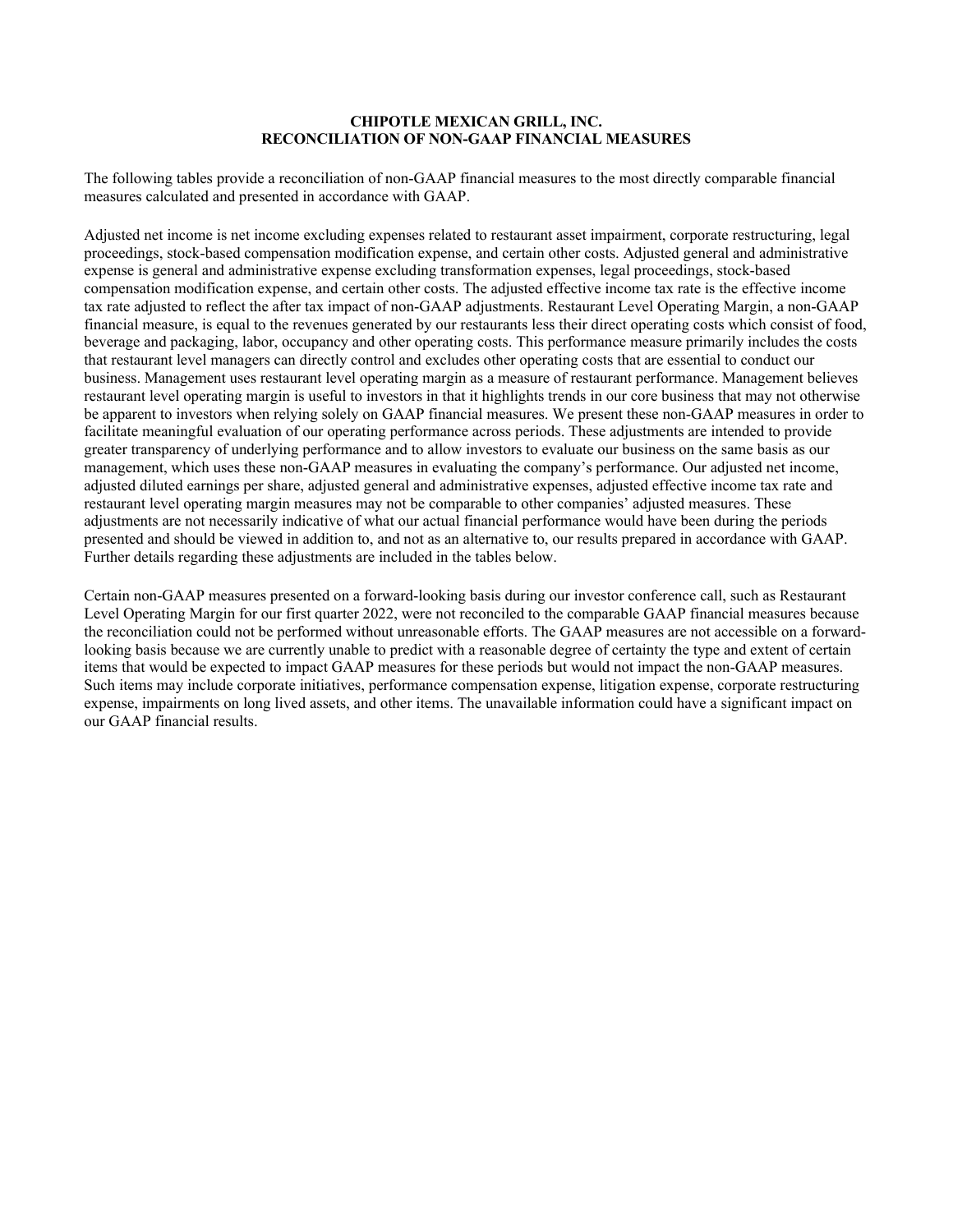# CHIPOTLE MEXICAN GRILL, INC.
## RECONCILIATION OF NON-GAAP FINANCIAL MEASURES

The following tables provide a reconciliation of non-GAAP financial measures to the most directly comparable financial measures calculated and presented in accordance with GAAP.

Adjusted net income is net income excluding expenses related to restaurant asset impairment, corporate restructuring, legal proceedings, stock-based compensation modification expense, and certain other costs. Adjusted general and administrative expense is general and administrative expense excluding transformation expenses, legal proceedings, stock-based compensation modification expense, and certain other costs. The adjusted effective income tax rate is the effective income tax rate adjusted to reflect the after tax impact of non-GAAP adjustments. Restaurant Level Operating Margin, a non-GAAP financial measure, is equal to the revenues generated by our restaurants less their direct operating costs which consist of food, beverage and packaging, labor, occupancy and other operating costs. This performance measure primarily includes the costs that restaurant level managers can directly control and excludes other operating costs that are essential to conduct our business. Management uses restaurant level operating margin as a measure of restaurant performance. Management believes restaurant level operating margin is useful to investors in that it highlights trends in our core business that may not otherwise be apparent to investors when relying solely on GAAP financial measures. We present these non-GAAP measures in order to facilitate meaningful evaluation of our operating performance across periods. These adjustments are intended to provide greater transparency of underlying performance and to allow investors to evaluate our business on the same basis as our management, which uses these non-GAAP measures in evaluating the company's performance. Our adjusted net income, adjusted diluted earnings per share, adjusted general and administrative expenses, adjusted effective income tax rate and restaurant level operating margin measures may not be comparable to other companies' adjusted measures. These adjustments are not necessarily indicative of what our actual financial performance would have been during the periods presented and should be viewed in addition to, and not as an alternative to, our results prepared in accordance with GAAP. Further details regarding these adjustments are included in the tables below.

Certain non-GAAP measures presented on a forward-looking basis during our investor conference call, such as Restaurant Level Operating Margin for our first quarter 2022, were not reconciled to the comparable GAAP financial measures because the reconciliation could not be performed without unreasonable efforts. The GAAP measures are not accessible on a forward-looking basis because we are currently unable to predict with a reasonable degree of certainty the type and extent of certain items that would be expected to impact GAAP measures for these periods but would not impact the non-GAAP measures. Such items may include corporate initiatives, performance compensation expense, litigation expense, corporate restructuring expense, impairments on long lived assets, and other items. The unavailable information could have a significant impact on our GAAP financial results.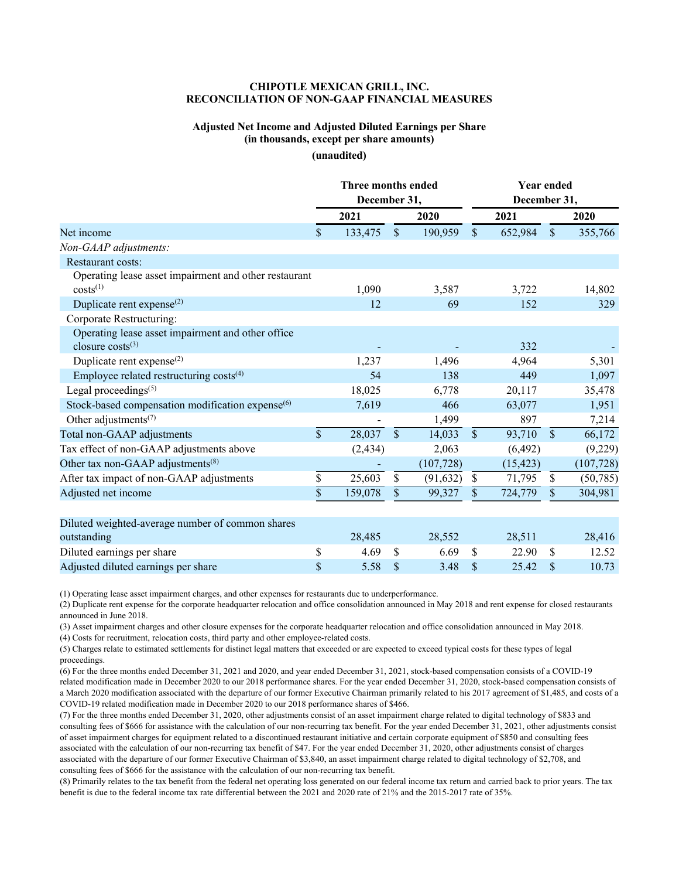# CHIPOTLE MEXICAN GRILL, INC.
# RECONCILIATION OF NON-GAAP FINANCIAL MEASURES

### Adjusted Net Income and Adjusted Diluted Earnings per Share
### (in thousands, except per share amounts)
### (unaudited)

| | Three months ended December 31, | | Year ended December 31, | |
|---|---|---|---|---|
| | 2021 | 2020 | 2021 | 2020 |
| Net income | $ 133,475 | $ 190,959 | $ 652,984 | $ 355,766 |
| *Non-GAAP adjustments:* | | | | |
| Restaurant costs: | | | | |
| Operating lease asset impairment and other restaurant costs[(1)] | 1,090 | 3,587 | 3,722 | 14,802 |
| Duplicate rent expense[(2)] | 12 | 69 | 152 | 329 |
| Corporate Restructuring: | | | | |
| Operating lease asset impairment and other office closure costs[(3)] | - | - | 332 | - |
| Duplicate rent expense[(2)] | 1,237 | 1,496 | 4,964 | 5,301 |
| Employee related restructuring costs[(4)] | 54 | 138 | 449 | 1,097 |
| Legal proceedings[(5)] | 18,025 | 6,778 | 20,117 | 35,478 |
| Stock-based compensation modification expense[(6)] | 7,619 | 466 | 63,077 | 1,951 |
| Other adjustments[(7)] | - | 1,499 | 897 | 7,214 |
| Total non-GAAP adjustments | $ 28,037 | $ 14,033 | $ 93,710 | $ 66,172 |
| Tax effect of non-GAAP adjustments above | (2,434) | 2,063 | (6,492) | (9,229) |
| Other tax non-GAAP adjustments[(8)] | - | (107,728) | (15,423) | (107,728) |
| After tax impact of non-GAAP adjustments | $ 25,603 | $ (91,632) | $ 71,795 | $ (50,785) |
| Adjusted net income | $ 159,078 | $ 99,327 | $ 724,779 | $ 304,981 |
| | | | | |
| Diluted weighted-average number of common shares outstanding | 28,485 | 28,552 | 28,511 | 28,416 |
| Diluted earnings per share | $ 4.69 | $ 6.69 | $ 22.90 | $ 12.52 |
| Adjusted diluted earnings per share | $ 5.58 | $ 3.48 | $ 25.42 | $ 10.73 |

(1) Operating lease asset impairment charges, and other expenses for restaurants due to underperformance.

(2) Duplicate rent expense for the corporate headquarter relocation and office consolidation announced in May 2018 and rent expense for closed restaurants announced in June 2018.

(3) Asset impairment charges and other closure expenses for the corporate headquarter relocation and office consolidation announced in May 2018.

(4) Costs for recruitment, relocation costs, third party and other employee-related costs.

(5) Charges relate to estimated settlements for distinct legal matters that exceeded or are expected to exceed typical costs for these types of legal proceedings.

(6) For the three months ended December 31, 2021 and 2020, and year ended December 31, 2021, stock-based compensation consists of a COVID-19 related modification made in December 2020 to our 2018 performance shares. For the year ended December 31, 2020, stock-based compensation consists of a March 2020 modification associated with the departure of our former Executive Chairman primarily related to his 2017 agreement of $1,485, and costs of a COVID-19 related modification made in December 2020 to our 2018 performance shares of $466.

(7) For the three months ended December 31, 2020, other adjustments consist of an asset impairment charge related to digital technology of $833 and consulting fees of $666 for assistance with the calculation of our non-recurring tax benefit. For the year ended December 31, 2021, other adjustments consist of asset impairment charges for equipment related to a discontinued restaurant initiative and certain corporate equipment of $850 and consulting fees associated with the calculation of our non-recurring tax benefit of $47. For the year ended December 31, 2020, other adjustments consist of charges associated with the departure of our former Executive Chairman of $3,840, an asset impairment charge related to digital technology of $2,708, and consulting fees of $666 for the assistance with the calculation of our non-recurring tax benefit.

(8) Primarily relates to the tax benefit from the federal net operating loss generated on our federal income tax return and carried back to prior years. The tax benefit is due to the federal income tax rate differential between the 2021 and 2020 rate of 21% and the 2015-2017 rate of 35%.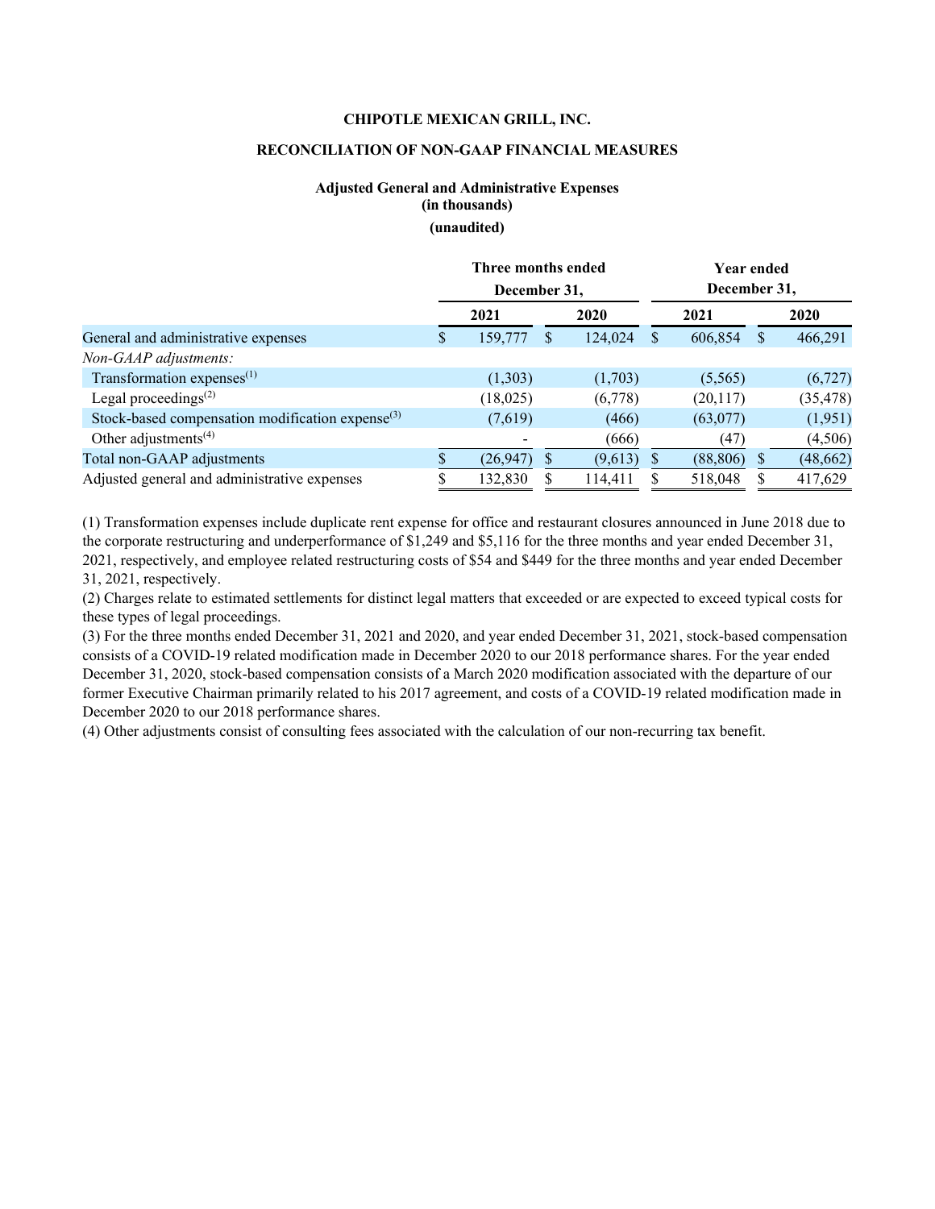**CHIPOTLE MEXICAN GRILL, INC.**

**RECONCILIATION OF NON-GAAP FINANCIAL MEASURES**

**Adjusted General and Administrative Expenses**
**(in thousands)**
**(unaudited)**

| | Three months ended December 31, | | Year ended December 31, | |
|---|---|---|---|---|
| | 2021 | 2020 | 2021 | 2020 |
| General and administrative expenses | $ 159,777 | $ 124,024 | $ 606,854 | $ 466,291 |
| *Non-GAAP adjustments:* | | | | |
| Transformation expenses[(1)] | (1,303) | (1,703) | (5,565) | (6,727) |
| Legal proceedings[(2)] | (18,025) | (6,778) | (20,117) | (35,478) |
| Stock-based compensation modification expense[(3)] | (7,619) | (466) | (63,077) | (1,951) |
| Other adjustments[(4)] | - | (666) | (47) | (4,506) |
| Total non-GAAP adjustments | $ (26,947) | $ (9,613) | $ (88,806) | $ (48,662) |
| Adjusted general and administrative expenses | $ 132,830 | $ 114,411 | $ 518,048 | $ 417,629 |

(1) Transformation expenses include duplicate rent expense for office and restaurant closures announced in June 2018 due to the corporate restructuring and underperformance of $1,249 and $5,116 for the three months and year ended December 31, 2021, respectively, and employee related restructuring costs of $54 and $449 for the three months and year ended December 31, 2021, respectively.

(2) Charges relate to estimated settlements for distinct legal matters that exceeded or are expected to exceed typical costs for these types of legal proceedings.

(3) For the three months ended December 31, 2021 and 2020, and year ended December 31, 2021, stock-based compensation consists of a COVID-19 related modification made in December 2020 to our 2018 performance shares. For the year ended December 31, 2020, stock-based compensation consists of a March 2020 modification associated with the departure of our former Executive Chairman primarily related to his 2017 agreement, and costs of a COVID-19 related modification made in December 2020 to our 2018 performance shares.

(4) Other adjustments consist of consulting fees associated with the calculation of our non-recurring tax benefit.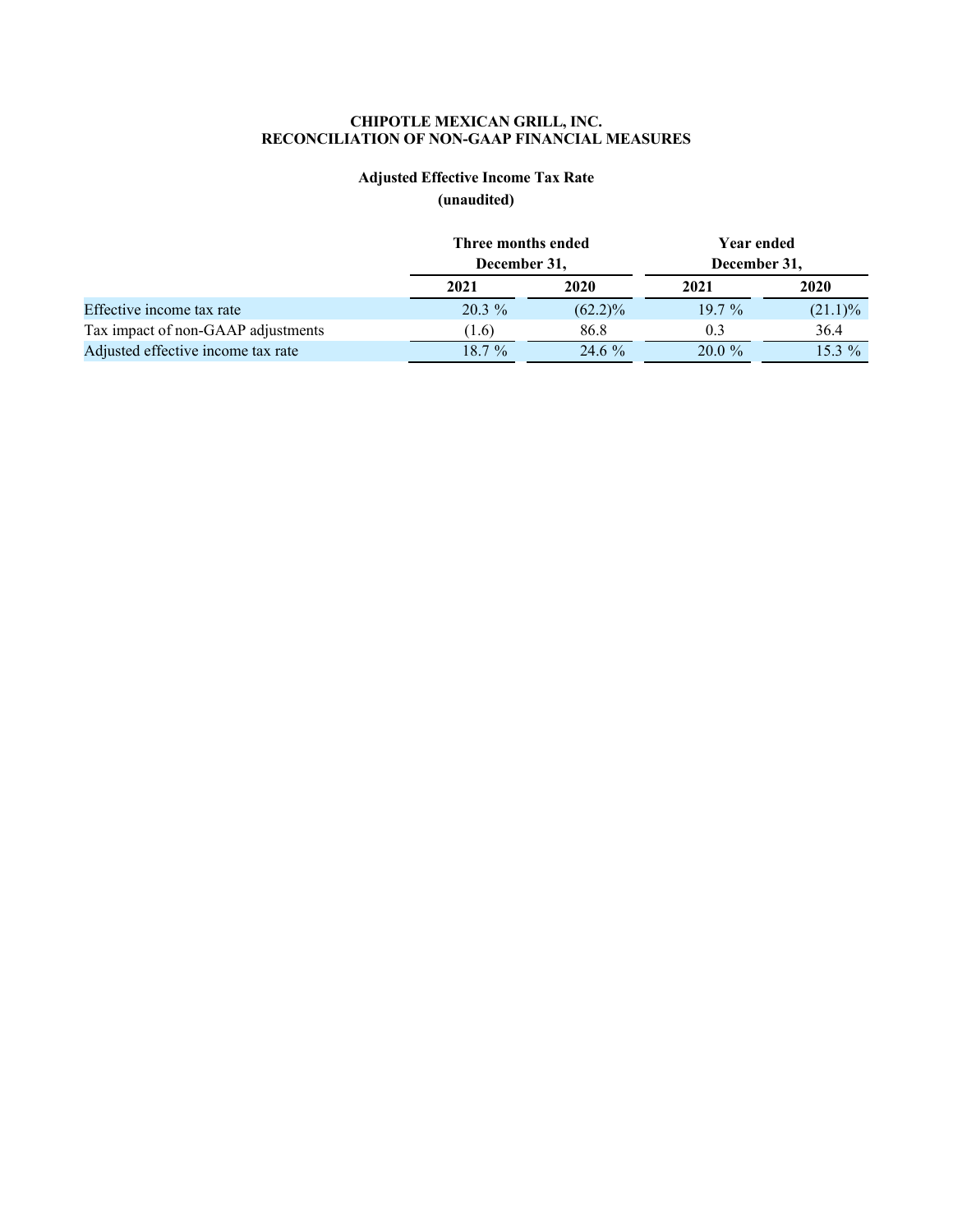**CHIPOTLE MEXICAN GRILL, INC.**
**RECONCILIATION OF NON-GAAP FINANCIAL MEASURES**

**Adjusted Effective Income Tax Rate**
**(unaudited)**

| | Three months ended December 31, | | Year ended December 31, | |
|---|---|---|---|---|
| | **2021** | **2020** | **2021** | **2020** |
| Effective income tax rate | 20.3 % | (62.2)% | 19.7 % | (21.1)% |
| Tax impact of non-GAAP adjustments | (1.6) | 86.8 | 0.3 | 36.4 |
| Adjusted effective income tax rate | 18.7 % | 24.6 % | 20.0 % | 15.3 % |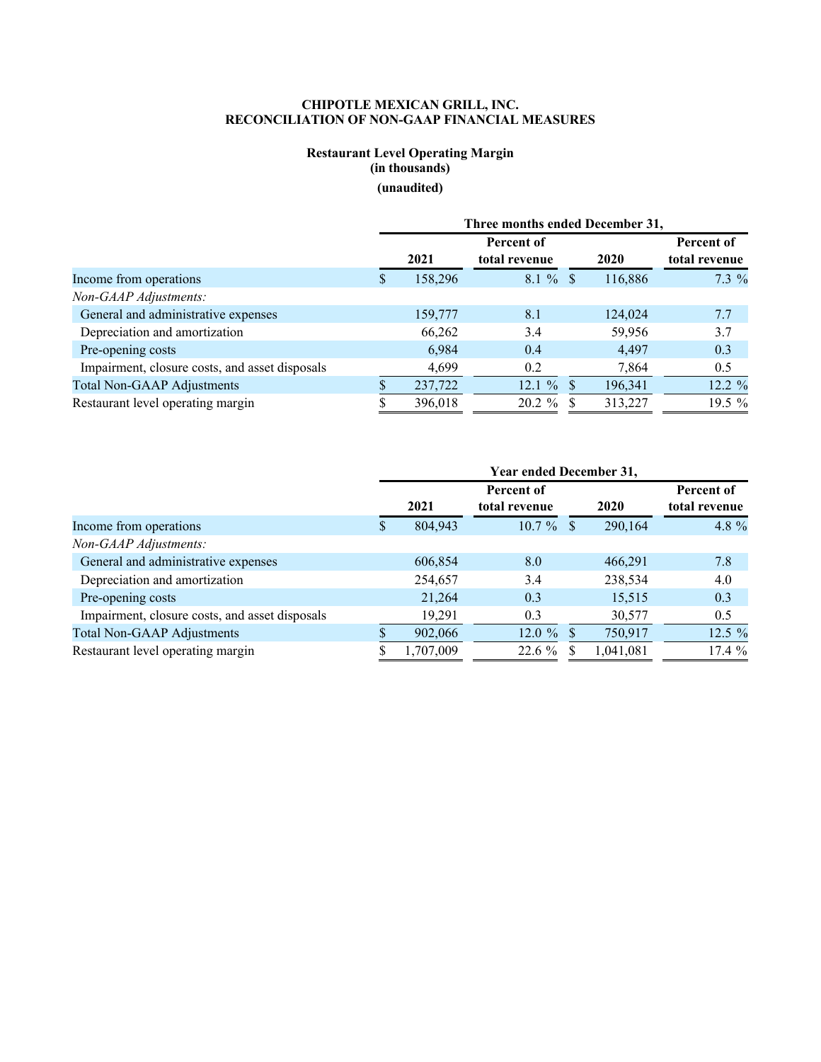**CHIPOTLE MEXICAN GRILL, INC.**
**RECONCILIATION OF NON-GAAP FINANCIAL MEASURES**

**Restaurant Level Operating Margin**
**(in thousands)**
**(unaudited)**

| | Three months ended December 31, | | | |
|---|---|---|---|---|
| | 2021 | Percent of total revenue | 2020 | Percent of total revenue |
| Income from operations | $ 158,296 | 8.1 % | $ 116,886 | 7.3 % |
| *Non-GAAP Adjustments:* | | | | |
| General and administrative expenses | 159,777 | 8.1 | 124,024 | 7.7 |
| Depreciation and amortization | 66,262 | 3.4 | 59,956 | 3.7 |
| Pre-opening costs | 6,984 | 0.4 | 4,497 | 0.3 |
| Impairment, closure costs, and asset disposals | 4,699 | 0.2 | 7,864 | 0.5 |
| Total Non-GAAP Adjustments | $ 237,722 | 12.1 % | $ 196,341 | 12.2 % |
| Restaurant level operating margin | $ 396,018 | 20.2 % | $ 313,227 | 19.5 % |

| | Year ended December 31, | | | |
|---|---|---|---|---|
| | 2021 | Percent of total revenue | 2020 | Percent of total revenue |
| Income from operations | $ 804,943 | 10.7 % | $ 290,164 | 4.8 % |
| *Non-GAAP Adjustments:* | | | | |
| General and administrative expenses | 606,854 | 8.0 | 466,291 | 7.8 |
| Depreciation and amortization | 254,657 | 3.4 | 238,534 | 4.0 |
| Pre-opening costs | 21,264 | 0.3 | 15,515 | 0.3 |
| Impairment, closure costs, and asset disposals | 19,291 | 0.3 | 30,577 | 0.5 |
| Total Non-GAAP Adjustments | $ 902,066 | 12.0 % | $ 750,917 | 12.5 % |
| Restaurant level operating margin | $ 1,707,009 | 22.6 % | $ 1,041,081 | 17.4 % |